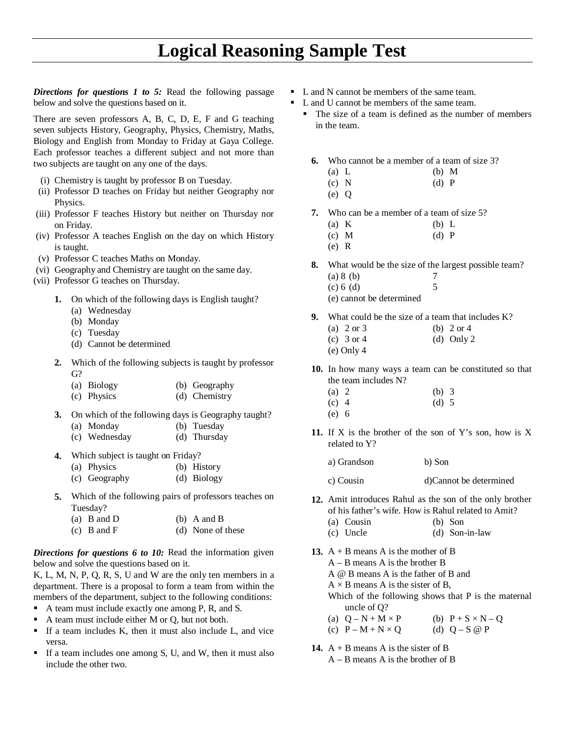# Logical Reasoning Sample Test

***Directions for questions 1 to 5:*** Read the following passage below and solve the questions based on it.

There are seven professors A, B, C, D, E, F and G teaching seven subjects History, Geography, Physics, Chemistry, Maths, Biology and English from Monday to Friday at Gaya College. Each professor teaches a different subject and not more than two subjects are taught on any one of the days.

(i) Chemistry is taught by professor B on Tuesday.
(ii) Professor D teaches on Friday but neither Geography nor Physics.
(iii) Professor F teaches History but neither on Thursday nor on Friday.
(iv) Professor A teaches English on the day on which History is taught.
(v) Professor C teaches Maths on Monday.
(vi) Geography and Chemistry are taught on the same day.
(vii) Professor G teaches on Thursday.

**1.** On which of the following days is English taught?
(a) Wednesday
(b) Monday
(c) Tuesday
(d) Cannot be determined

**2.** Which of the following subjects is taught by professor G?
(a) Biology (b) Geography
(c) Physics (d) Chemistry

**3.** On which of the following days is Geography taught?
(a) Monday (b) Tuesday
(c) Wednesday (d) Thursday

**4.** Which subject is taught on Friday?
(a) Physics (b) History
(c) Geography (d) Biology

**5.** Which of the following pairs of professors teaches on Tuesday?
(a) B and D (b) A and B
(c) B and F (d) None of these

***Directions for questions 6 to 10:*** Read the information given below and solve the questions based on it.
K, L, M, N, P, Q, R, S, U and W are the only ten members in a department. There is a proposal to form a team from within the members of the department, subject to the following conditions:

- A team must include exactly one among P, R, and S.
- A team must include either M or Q, but not both.
- If a team includes K, then it must also include L, and vice versa.
- If a team includes one among S, U, and W, then it must also include the other two.
- L and N cannot be members of the same team.
- L and U cannot be members of the same team.
  - The size of a team is defined as the number of members in the team.

**6.** Who cannot be a member of a team of size 3?
(a) L (b) M
(c) N (d) P
(e) Q

**7.** Who can be a member of a team of size 5?
(a) K (b) L
(c) M (d) P
(e) R

**8.** What would be the size of the largest possible team?
(a) 8 (b) 7
(c) 6 (d) 5
(e) cannot be determined

**9.** What could be the size of a team that includes K?
(a) 2 or 3 (b) 2 or 4
(c) 3 or 4 (d) Only 2
(e) Only 4

**10.** In how many ways a team can be constituted so that the team includes N?
(a) 2 (b) 3
(c) 4 (d) 5
(e) 6

**11.** If X is the brother of the son of Y's son, how is X related to Y?

a) Grandson b) Son

c) Cousin d)Cannot be determined

**12.** Amit introduces Rahul as the son of the only brother of his father's wife. How is Rahul related to Amit?
(a) Cousin (b) Son
(c) Uncle (d) Son-in-law

**13.** A + B means A is the mother of B
A – B means A is the brother B
A @ B means A is the father of B and
A × B means A is the sister of B,
Which of the following shows that P is the maternal uncle of Q?
(a) Q – N + M × P (b) P + S × N – Q
(c) P – M + N × Q (d) Q – S @ P

**14.** A + B means A is the sister of B
A – B means A is the brother of B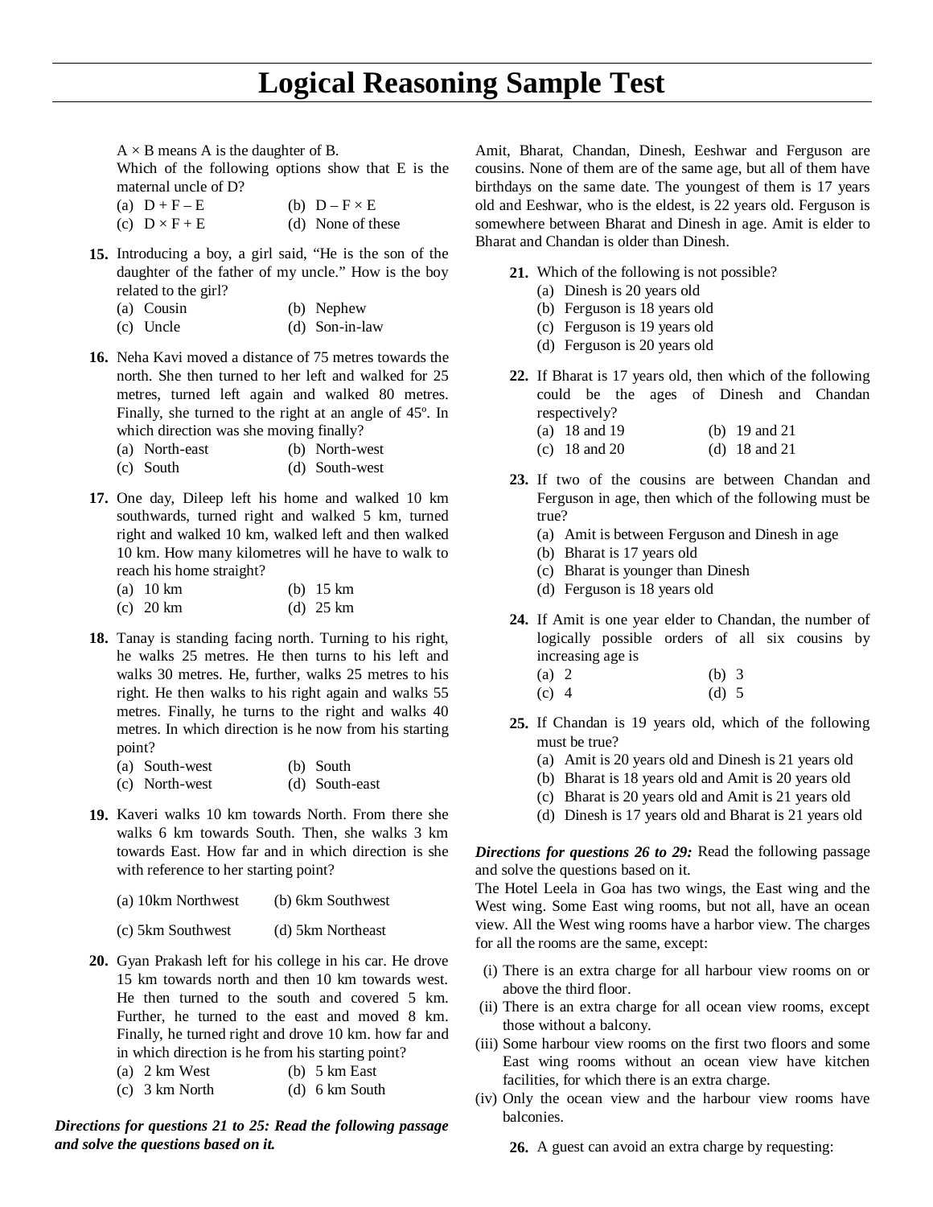# Logical Reasoning Sample Test

A × B means A is the daughter of B.

Which of the following options show that E is the maternal uncle of D?

(a) D + F – E (b) D – F × E
(c) D × F + E (d) None of these

**15.** Introducing a boy, a girl said, "He is the son of the daughter of the father of my uncle." How is the boy related to the girl?

(a) Cousin (b) Nephew
(c) Uncle (d) Son-in-law

**16.** Neha Kavi moved a distance of 75 metres towards the north. She then turned to her left and walked for 25 metres, turned left again and walked 80 metres. Finally, she turned to the right at an angle of 45º. In which direction was she moving finally?

(a) North-east (b) North-west
(c) South (d) South-west

**17.** One day, Dileep left his home and walked 10 km southwards, turned right and walked 5 km, turned right and walked 10 km, walked left and then walked 10 km. How many kilometres will he have to walk to reach his home straight?

(a) 10 km (b) 15 km
(c) 20 km (d) 25 km

**18.** Tanay is standing facing north. Turning to his right, he walks 25 metres. He then turns to his left and walks 30 metres. He, further, walks 25 metres to his right. He then walks to his right again and walks 55 metres. Finally, he turns to the right and walks 40 metres. In which direction is he now from his starting point?

(a) South-west (b) South
(c) North-west (d) South-east

**19.** Kaveri walks 10 km towards North. From there she walks 6 km towards South. Then, she walks 3 km towards East. How far and in which direction is she with reference to her starting point?

(a) 10km Northwest (b) 6km Southwest

(c) 5km Southwest (d) 5km Northeast

**20.** Gyan Prakash left for his college in his car. He drove 15 km towards north and then 10 km towards west. He then turned to the south and covered 5 km. Further, he turned to the east and moved 8 km. Finally, he turned right and drove 10 km. how far and in which direction is he from his starting point?

(a) 2 km West (b) 5 km East
(c) 3 km North (d) 6 km South

***Directions for questions 21 to 25: Read the following passage and solve the questions based on it.***

Amit, Bharat, Chandan, Dinesh, Eeshwar and Ferguson are cousins. None of them are of the same age, but all of them have birthdays on the same date. The youngest of them is 17 years old and Eeshwar, who is the eldest, is 22 years old. Ferguson is somewhere between Bharat and Dinesh in age. Amit is elder to Bharat and Chandan is older than Dinesh.

**21.** Which of the following is not possible?

(a) Dinesh is 20 years old
(b) Ferguson is 18 years old
(c) Ferguson is 19 years old
(d) Ferguson is 20 years old

**22.** If Bharat is 17 years old, then which of the following could be the ages of Dinesh and Chandan respectively?

(a) 18 and 19 (b) 19 and 21
(c) 18 and 20 (d) 18 and 21

**23.** If two of the cousins are between Chandan and Ferguson in age, then which of the following must be true?

(a) Amit is between Ferguson and Dinesh in age
(b) Bharat is 17 years old
(c) Bharat is younger than Dinesh
(d) Ferguson is 18 years old

**24.** If Amit is one year elder to Chandan, the number of logically possible orders of all six cousins by increasing age is

(a) 2 (b) 3
(c) 4 (d) 5

**25.** If Chandan is 19 years old, which of the following must be true?

(a) Amit is 20 years old and Dinesh is 21 years old
(b) Bharat is 18 years old and Amit is 20 years old
(c) Bharat is 20 years old and Amit is 21 years old
(d) Dinesh is 17 years old and Bharat is 21 years old

***Directions for questions 26 to 29:*** Read the following passage and solve the questions based on it.

The Hotel Leela in Goa has two wings, the East wing and the West wing. Some East wing rooms, but not all, have an ocean view. All the West wing rooms have a harbor view. The charges for all the rooms are the same, except:

(i) There is an extra charge for all harbour view rooms on or above the third floor.
(ii) There is an extra charge for all ocean view rooms, except those without a balcony.
(iii) Some harbour view rooms on the first two floors and some East wing rooms without an ocean view have kitchen facilities, for which there is an extra charge.
(iv) Only the ocean view and the harbour view rooms have balconies.

**26.** A guest can avoid an extra charge by requesting: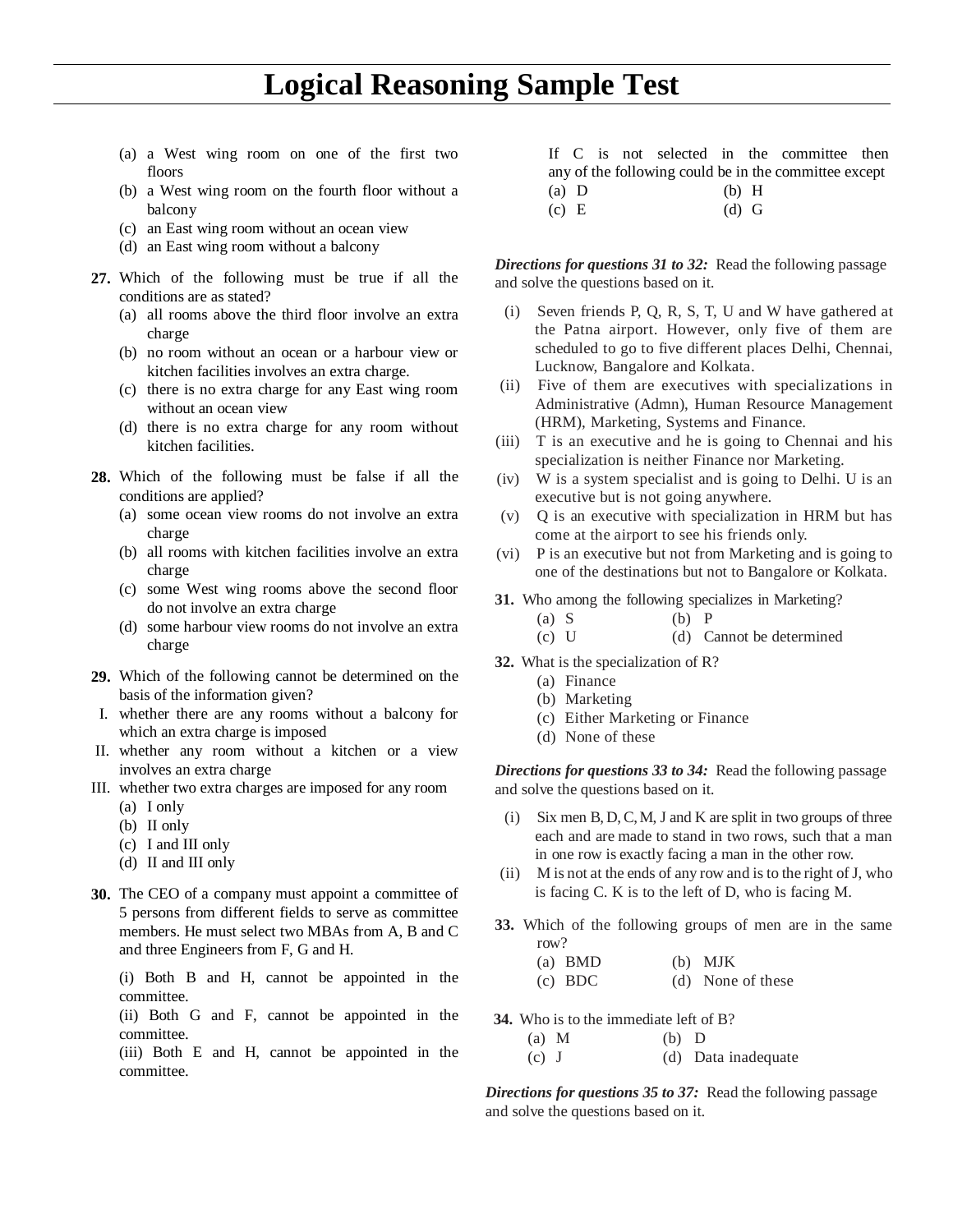# Logical Reasoning Sample Test

(a) a West wing room on one of the first two floors
(b) a West wing room on the fourth floor without a balcony
(c) an East wing room without an ocean view
(d) an East wing room without a balcony

**27.** Which of the following must be true if all the conditions are as stated?
(a) all rooms above the third floor involve an extra charge
(b) no room without an ocean or a harbour view or kitchen facilities involves an extra charge.
(c) there is no extra charge for any East wing room without an ocean view
(d) there is no extra charge for any room without kitchen facilities.

**28.** Which of the following must be false if all the conditions are applied?
(a) some ocean view rooms do not involve an extra charge
(b) all rooms with kitchen facilities involve an extra charge
(c) some West wing rooms above the second floor do not involve an extra charge
(d) some harbour view rooms do not involve an extra charge

**29.** Which of the following cannot be determined on the basis of the information given?
I. whether there are any rooms without a balcony for which an extra charge is imposed
II. whether any room without a kitchen or a view involves an extra charge
III. whether two extra charges are imposed for any room
(a) I only
(b) II only
(c) I and III only
(d) II and III only

**30.** The CEO of a company must appoint a committee of 5 persons from different fields to serve as committee members. He must select two MBAs from A, B and C and three Engineers from F, G and H.

(i) Both B and H, cannot be appointed in the committee.
(ii) Both G and F, cannot be appointed in the committee.
(iii) Both E and H, cannot be appointed in the committee.

If C is not selected in the committee then any of the following could be in the committee except
(a) D  (b) H
(c) E  (d) G

***Directions for questions 31 to 32:*** Read the following passage and solve the questions based on it.

(i) Seven friends P, Q, R, S, T, U and W have gathered at the Patna airport. However, only five of them are scheduled to go to five different places Delhi, Chennai, Lucknow, Bangalore and Kolkata.
(ii) Five of them are executives with specializations in Administrative (Admn), Human Resource Management (HRM), Marketing, Systems and Finance.
(iii) T is an executive and he is going to Chennai and his specialization is neither Finance nor Marketing.
(iv) W is a system specialist and is going to Delhi. U is an executive but is not going anywhere.
(v) Q is an executive with specialization in HRM but has come at the airport to see his friends only.
(vi) P is an executive but not from Marketing and is going to one of the destinations but not to Bangalore or Kolkata.

**31.** Who among the following specializes in Marketing?
(a) S  (b) P
(c) U  (d) Cannot be determined

**32.** What is the specialization of R?
(a) Finance
(b) Marketing
(c) Either Marketing or Finance
(d) None of these

***Directions for questions 33 to 34:*** Read the following passage and solve the questions based on it.

(i) Six men B, D, C, M, J and K are split in two groups of three each and are made to stand in two rows, such that a man in one row is exactly facing a man in the other row.
(ii) M is not at the ends of any row and is to the right of J, who is facing C. K is to the left of D, who is facing M.

**33.** Which of the following groups of men are in the same row?
(a) BMD  (b) MJK
(c) BDC  (d) None of these

**34.** Who is to the immediate left of B?
(a) M  (b) D
(c) J  (d) Data inadequate

***Directions for questions 35 to 37:*** Read the following passage and solve the questions based on it.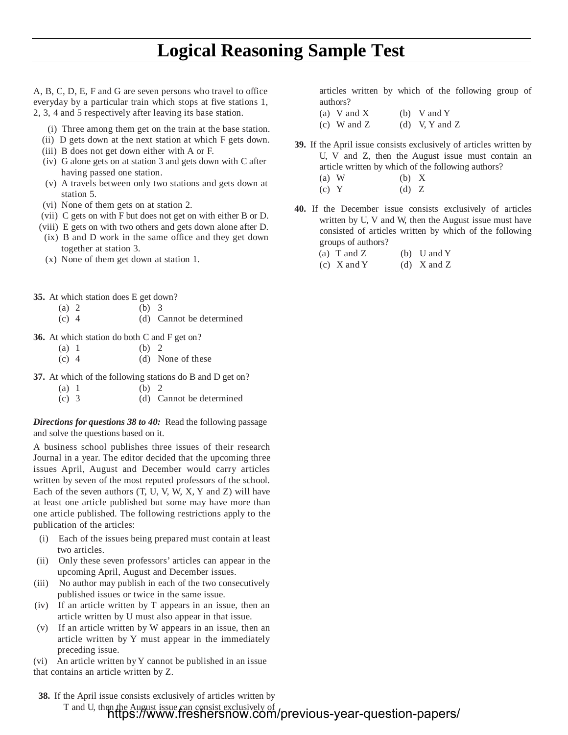# Logical Reasoning Sample Test

A, B, C, D, E, F and G are seven persons who travel to office everyday by a particular train which stops at five stations 1, 2, 3, 4 and 5 respectively after leaving its base station.

(i) Three among them get on the train at the base station.
(ii) D gets down at the next station at which F gets down.
(iii) B does not get down either with A or F.
(iv) G alone gets on at station 3 and gets down with C after having passed one station.
(v) A travels between only two stations and gets down at station 5.
(vi) None of them gets on at station 2.
(vii) C gets on with F but does not get on with either B or D.
(viii) E gets on with two others and gets down alone after D.
(ix) B and D work in the same office and they get down together at station 3.
(x) None of them get down at station 1.

**35.** At which station does E get down?

(a) 2 (b) 3
(c) 4 (d) Cannot be determined

**36.** At which station do both C and F get on?

(a) 1 (b) 2
(c) 4 (d) None of these

**37.** At which of the following stations do B and D get on?

(a) 1 (b) 2
(c) 3 (d) Cannot be determined

***Directions for questions 38 to 40:*** Read the following passage and solve the questions based on it.

A business school publishes three issues of their research Journal in a year. The editor decided that the upcoming three issues April, August and December would carry articles written by seven of the most reputed professors of the school. Each of the seven authors (T, U, V, W, X, Y and Z) will have at least one article published but some may have more than one article published. The following restrictions apply to the publication of the articles:

(i) Each of the issues being prepared must contain at least two articles.
(ii) Only these seven professors' articles can appear in the upcoming April, August and December issues.
(iii) No author may publish in each of the two consecutively published issues or twice in the same issue.
(iv) If an article written by T appears in an issue, then an article written by U must also appear in that issue.
(v) If an article written by W appears in an issue, then an article written by Y must appear in the immediately preceding issue.
(vi) An article written by Y cannot be published in an issue that contains an article written by Z.

**38.** If the April issue consists exclusively of articles written by T and U, then the August issue can consist exclusively of articles written by which of the following group of authors?

(a) V and X (b) V and Y
(c) W and Z (d) V, Y and Z

**39.** If the April issue consists exclusively of articles written by U, V and Z, then the August issue must contain an article written by which of the following authors?

(a) W (b) X
(c) Y (d) Z

**40.** If the December issue consists exclusively of articles written by U, V and W, then the August issue must have consisted of articles written by which of the following groups of authors?

(a) T and Z (b) U and Y
(c) X and Y (d) X and Z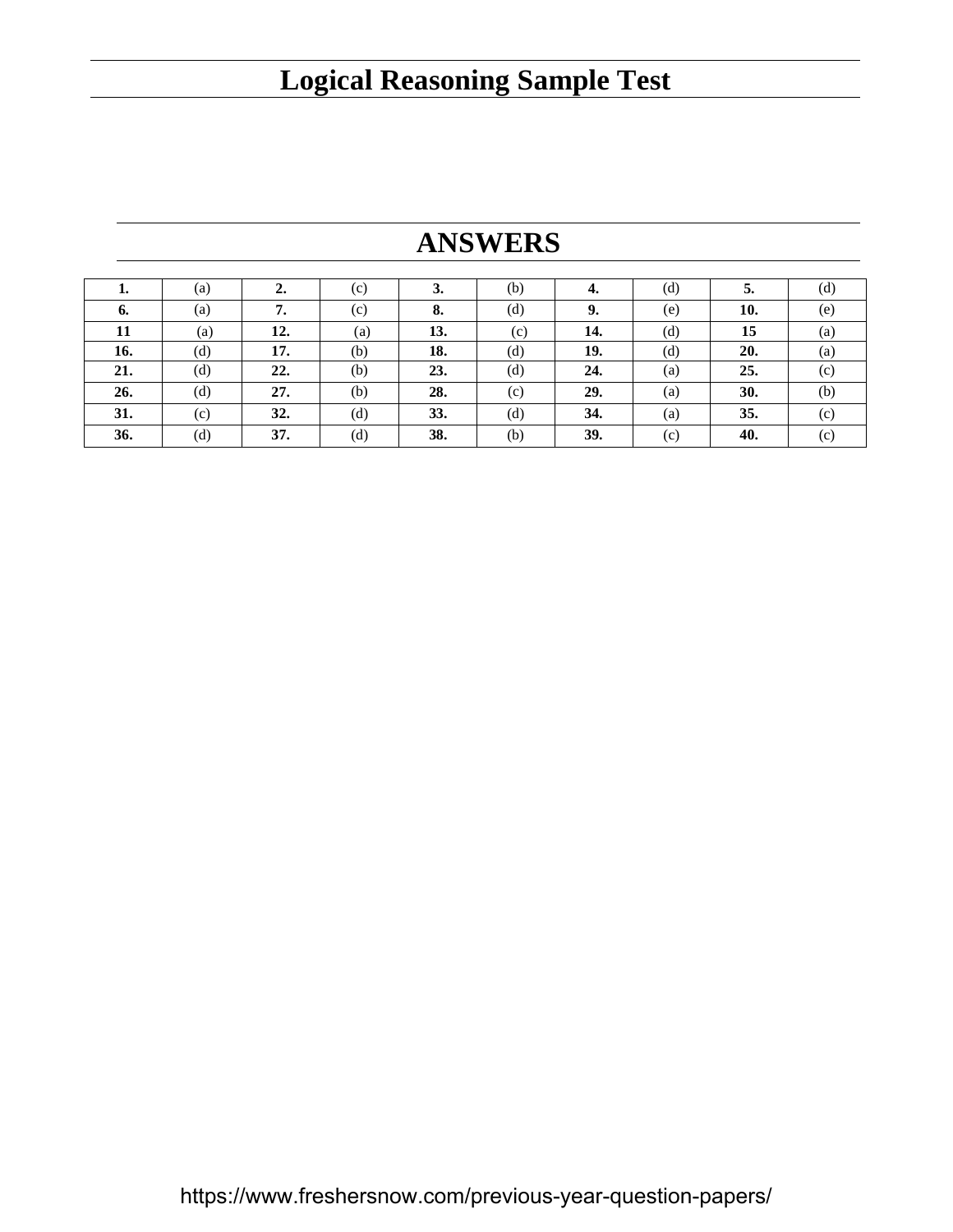# Logical Reasoning Sample Test

## ANSWERS

| | | | | | | | | | |
|---|---|---|---|---|---|---|---|---|---|
| **1.** | (a) | **2.** | (c) | **3.** | (b) | **4.** | (d) | **5.** | (d) |
| **6.** | (a) | **7.** | (c) | **8.** | (d) | **9.** | (e) | **10.** | (e) |
| **11** | (a) | **12.** | (a) | **13.** | (c) | **14.** | (d) | **15** | (a) |
| **16.** | (d) | **17.** | (b) | **18.** | (d) | **19.** | (d) | **20.** | (a) |
| **21.** | (d) | **22.** | (b) | **23.** | (d) | **24.** | (a) | **25.** | (c) |
| **26.** | (d) | **27.** | (b) | **28.** | (c) | **29.** | (a) | **30.** | (b) |
| **31.** | (c) | **32.** | (d) | **33.** | (d) | **34.** | (a) | **35.** | (c) |
| **36.** | (d) | **37.** | (d) | **38.** | (b) | **39.** | (c) | **40.** | (c) |

https://www.freshersnow.com/previous-year-question-papers/